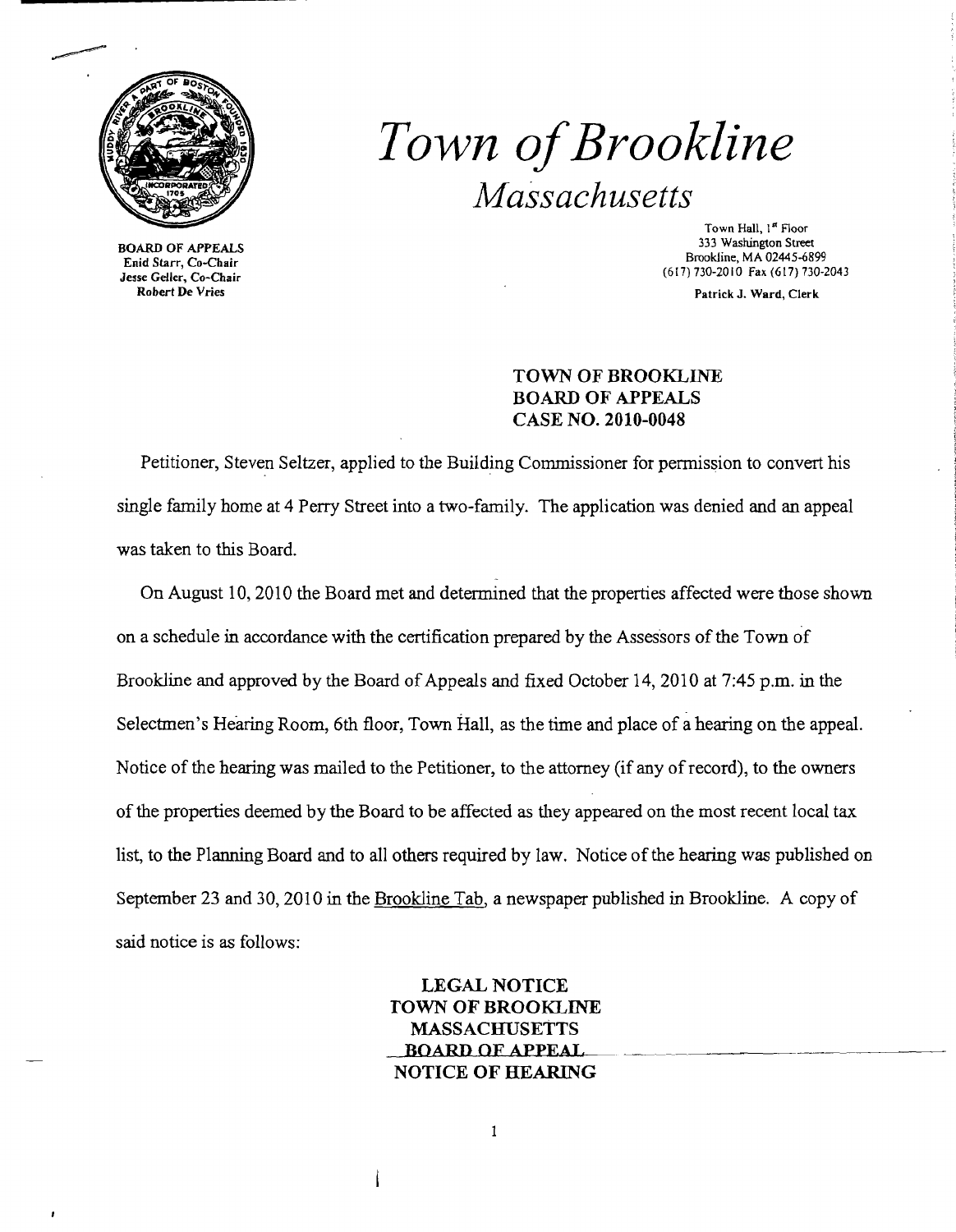# Town of Brookline

*Massachusetts*

BOARD OF APPEALS
Enid Starr, Co-Chair
Jesse Geller, Co-Chair
Robert De Vries

Town Hall, 1st Floor
333 Washington Street
Brookline, MA 02445-6899
(617) 730-2010 Fax (617) 730-2043

Patrick J. Ward, Clerk

**TOWN OF BROOKLINE**
**BOARD OF APPEALS**
**CASE NO. 2010-0048**

Petitioner, Steven Seltzer, applied to the Building Commissioner for permission to convert his single family home at 4 Perry Street into a two-family. The application was denied and an appeal was taken to this Board.

On August 10, 2010 the Board met and determined that the properties affected were those shown on a schedule in accordance with the certification prepared by the Assessors of the Town of Brookline and approved by the Board of Appeals and fixed October 14, 2010 at 7:45 p.m. in the Selectmen's Hearing Room, 6th floor, Town Hall, as the time and place of a hearing on the appeal. Notice of the hearing was mailed to the Petitioner, to the attorney (if any of record), to the owners of the properties deemed by the Board to be affected as they appeared on the most recent local tax list, to the Planning Board and to all others required by law. Notice of the hearing was published on September 23 and 30, 2010 in the Brookline Tab, a newspaper published in Brookline. A copy of said notice is as follows:

**LEGAL NOTICE**
**TOWN OF BROOKLINE**
**MASSACHUSETTS**
**BOARD OF APPEAL**
**NOTICE OF HEARING**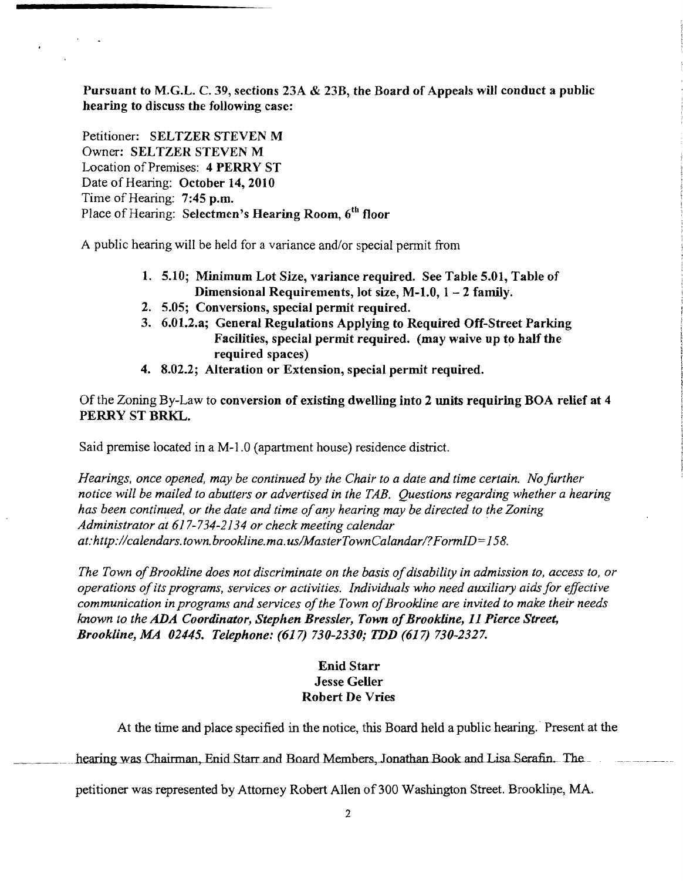**Pursuant to M.G.L. C. 39, sections 23A & 23B, the Board of Appeals will conduct a public hearing to discuss the following case:**

Petitioner: **SELTZER STEVEN M**
Owner: **SELTZER STEVEN M**
Location of Premises: **4 PERRY ST**
Date of Hearing: **October 14, 2010**
Time of Hearing: **7:45 p.m.**
Place of Hearing: **Selectmen's Hearing Room, 6th floor**

A public hearing will be held for a variance and/or special permit from

1. **5.10; Minimum Lot Size, variance required. See Table 5.01, Table of Dimensional Requirements, lot size, M-1.0, 1 – 2 family.**
2. **5.05; Conversions, special permit required.**
3. **6.01.2.a; General Regulations Applying to Required Off-Street Parking Facilities, special permit required. (may waive up to half the required spaces)**
4. **8.02.2; Alteration or Extension, special permit required.**

Of the Zoning By-Law to **conversion of existing dwelling into 2 units requiring BOA relief at 4 PERRY ST BRKL.**

Said premise located in a M-1.0 (apartment house) residence district.

*Hearings, once opened, may be continued by the Chair to a date and time certain. No further notice will be mailed to abutters or advertised in the TAB. Questions regarding whether a hearing has been continued, or the date and time of any hearing may be directed to the Zoning Administrator at 617-734-2134 or check meeting calendar at:http://calendars.town.brookline.ma.us/MasterTownCalandar/?FormID=158.*

*The Town of Brookline does not discriminate on the basis of disability in admission to, access to, or operations of its programs, services or activities. Individuals who need auxiliary aids for effective communication in programs and services of the Town of Brookline are invited to make their needs known to the* ***ADA Coordinator, Stephen Bressler, Town of Brookline, 11 Pierce Street, Brookline, MA 02445. Telephone: (617) 730-2330; TDD (617) 730-2327.***

**Enid Starr**
**Jesse Geller**
**Robert De Vries**

At the time and place specified in the notice, this Board held a public hearing. Present at the hearing was Chairman, Enid Starr and Board Members, Jonathan Book and Lisa Serafin. The petitioner was represented by Attorney Robert Allen of 300 Washington Street. Brookline, MA.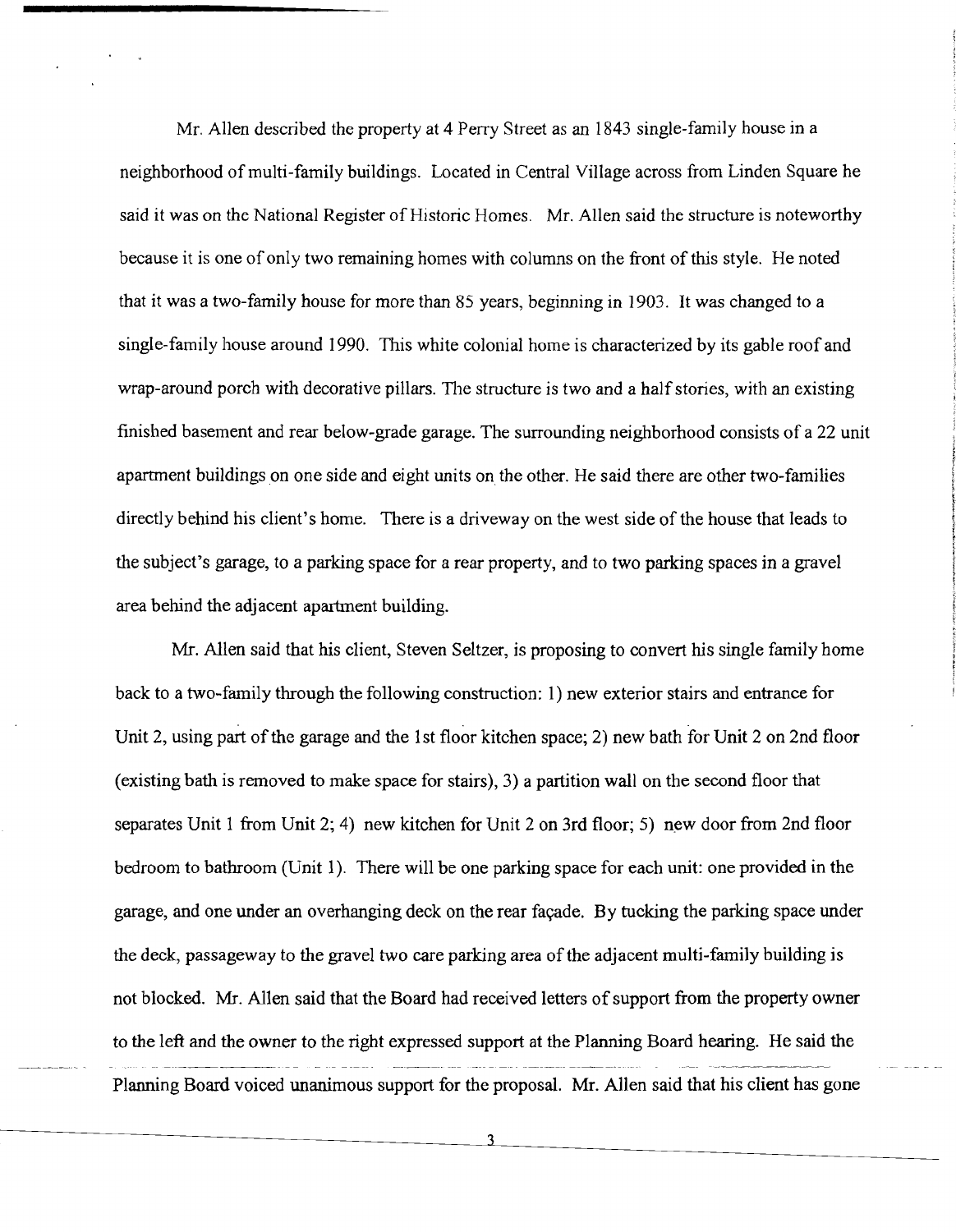Mr. Allen described the property at 4 Perry Street as an 1843 single-family house in a neighborhood of multi-family buildings. Located in Central Village across from Linden Square he said it was on the National Register of Historic Homes. Mr. Allen said the structure is noteworthy because it is one of only two remaining homes with columns on the front of this style. He noted that it was a two-family house for more than 85 years, beginning in 1903. It was changed to a single-family house around 1990. This white colonial home is characterized by its gable roof and wrap-around porch with decorative pillars. The structure is two and a half stories, with an existing finished basement and rear below-grade garage. The surrounding neighborhood consists of a 22 unit apartment buildings on one side and eight units on the other. He said there are other two-families directly behind his client's home. There is a driveway on the west side of the house that leads to the subject's garage, to a parking space for a rear property, and to two parking spaces in a gravel area behind the adjacent apartment building.

Mr. Allen said that his client, Steven Seltzer, is proposing to convert his single family home back to a two-family through the following construction: 1) new exterior stairs and entrance for Unit 2, using part of the garage and the 1st floor kitchen space; 2) new bath for Unit 2 on 2nd floor (existing bath is removed to make space for stairs), 3) a partition wall on the second floor that separates Unit 1 from Unit 2; 4) new kitchen for Unit 2 on 3rd floor; 5) new door from 2nd floor bedroom to bathroom (Unit 1). There will be one parking space for each unit: one provided in the garage, and one under an overhanging deck on the rear façade. By tucking the parking space under the deck, passageway to the gravel two care parking area of the adjacent multi-family building is not blocked. Mr. Allen said that the Board had received letters of support from the property owner to the left and the owner to the right expressed support at the Planning Board hearing. He said the Planning Board voiced unanimous support for the proposal. Mr. Allen said that his client has gone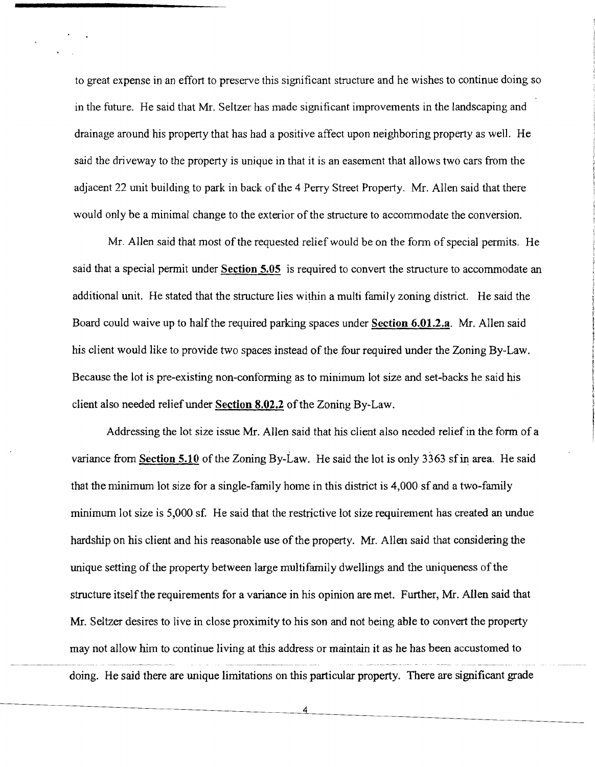to great expense in an effort to preserve this significant structure and he wishes to continue doing so in the future. He said that Mr. Seltzer has made significant improvements in the landscaping and drainage around his property that has had a positive affect upon neighboring property as well. He said the driveway to the property is unique in that it is an easement that allows two cars from the adjacent 22 unit building to park in back of the 4 Perry Street Property. Mr. Allen said that there would only be a minimal change to the exterior of the structure to accommodate the conversion.

Mr. Allen said that most of the requested relief would be on the form of special permits. He said that a special permit under **Section 5.05** is required to convert the structure to accommodate an additional unit. He stated that the structure lies within a multi family zoning district. He said the Board could waive up to half the required parking spaces under **Section 6.01.2.a**. Mr. Allen said his client would like to provide two spaces instead of the four required under the Zoning By-Law. Because the lot is pre-existing non-conforming as to minimum lot size and set-backs he said his client also needed relief under **Section 8.02.2** of the Zoning By-Law.

Addressing the lot size issue Mr. Allen said that his client also needed relief in the form of a variance from **Section 5.10** of the Zoning By-Law. He said the lot is only 3363 sf in area. He said that the minimum lot size for a single-family home in this district is 4,000 sf and a two-family minimum lot size is 5,000 sf. He said that the restrictive lot size requirement has created an undue hardship on his client and his reasonable use of the property. Mr. Allen said that considering the unique setting of the property between large multifamily dwellings and the uniqueness of the structure itself the requirements for a variance in his opinion are met. Further, Mr. Allen said that Mr. Seltzer desires to live in close proximity to his son and not being able to convert the property may not allow him to continue living at this address or maintain it as he has been accustomed to doing. He said there are unique limitations on this particular property. There are significant grade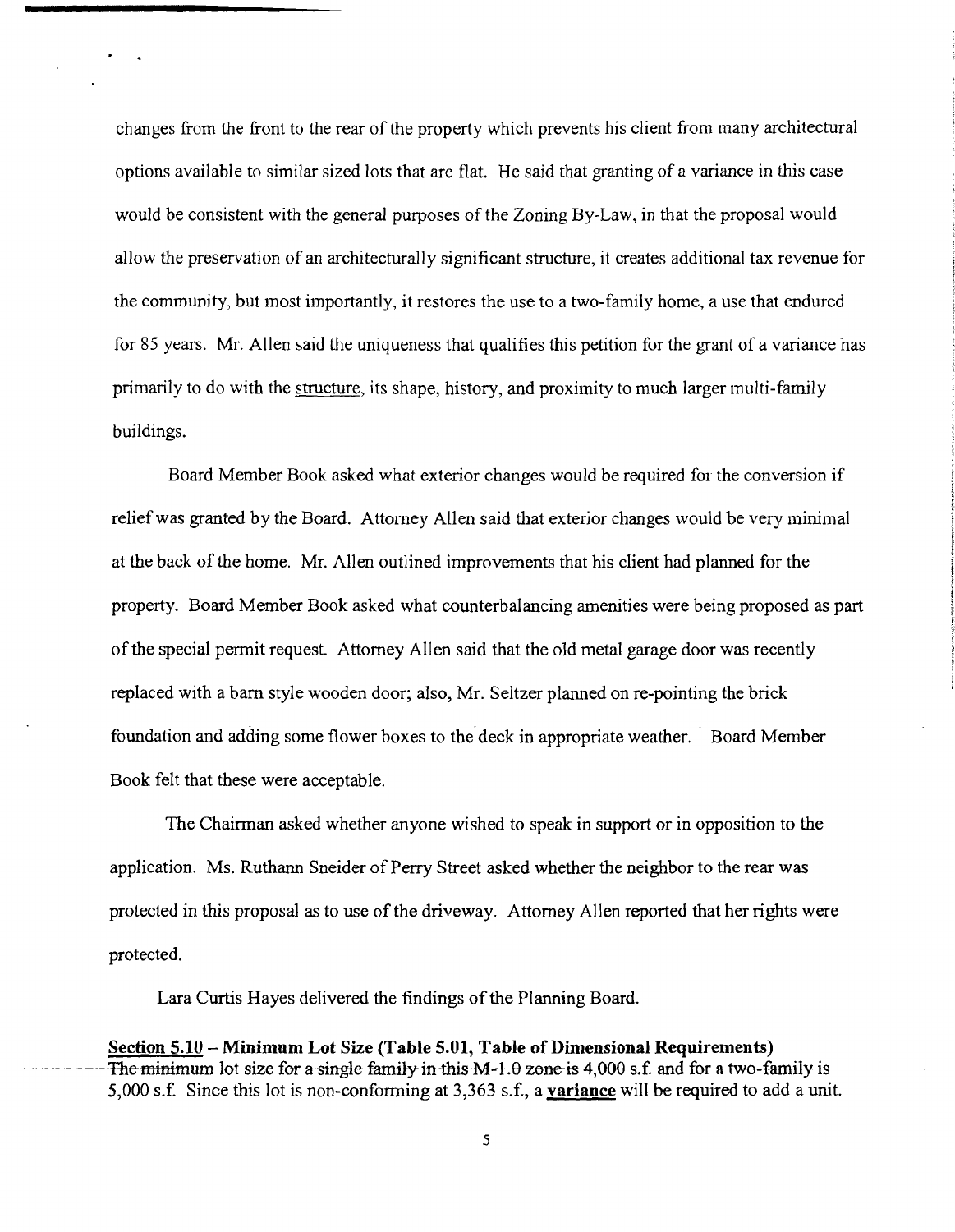changes from the front to the rear of the property which prevents his client from many architectural options available to similar sized lots that are flat. He said that granting of a variance in this case would be consistent with the general purposes of the Zoning By-Law, in that the proposal would allow the preservation of an architecturally significant structure, it creates additional tax revenue for the community, but most importantly, it restores the use to a two-family home, a use that endured for 85 years. Mr. Allen said the uniqueness that qualifies this petition for the grant of a variance has primarily to do with the <u>structure</u>, its shape, history, and proximity to much larger multi-family buildings.

Board Member Book asked what exterior changes would be required for the conversion if relief was granted by the Board. Attorney Allen said that exterior changes would be very minimal at the back of the home. Mr. Allen outlined improvements that his client had planned for the property. Board Member Book asked what counterbalancing amenities were being proposed as part of the special permit request. Attorney Allen said that the old metal garage door was recently replaced with a barn style wooden door; also, Mr. Seltzer planned on re-pointing the brick foundation and adding some flower boxes to the deck in appropriate weather. Board Member Book felt that these were acceptable.

The Chairman asked whether anyone wished to speak in support or in opposition to the application. Ms. Ruthann Sneider of Perry Street asked whether the neighbor to the rear was protected in this proposal as to use of the driveway. Attorney Allen reported that her rights were protected.

Lara Curtis Hayes delivered the findings of the Planning Board.

**<u>Section 5.10</u> – Minimum Lot Size (Table 5.01, Table of Dimensional Requirements)**
The minimum lot size for a single family in this M-1.0 zone is 4,000 s.f. and for a two-family is 5,000 s.f. Since this lot is non-conforming at 3,363 s.f., a **<u>variance</u>** will be required to add a unit.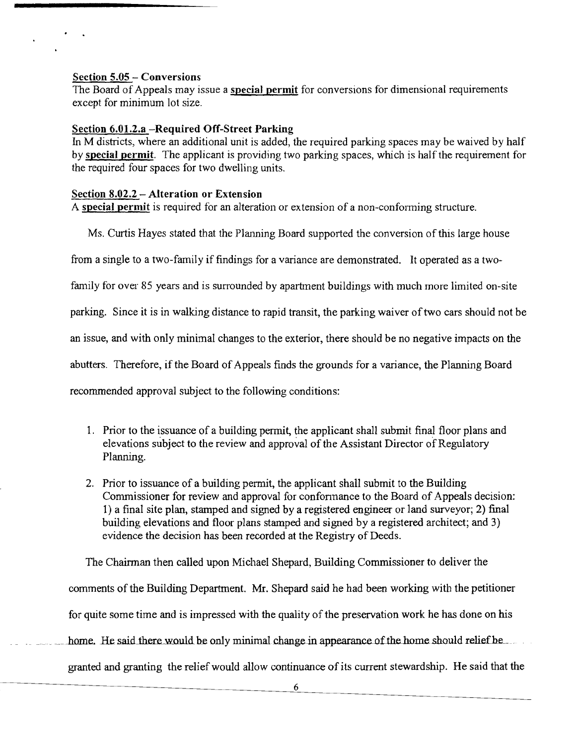**<u>Section 5.05</u> – Conversions**
The Board of Appeals may issue a **<u>special permit</u>** for conversions for dimensional requirements except for minimum lot size.

**<u>Section 6.01.2.a</u> –Required Off-Street Parking**
In M districts, where an additional unit is added, the required parking spaces may be waived by half by **<u>special permit</u>**. The applicant is providing two parking spaces, which is half the requirement for the required four spaces for two dwelling units.

**<u>Section 8.02.2</u> – Alteration or Extension**
A **<u>special permit</u>** is required for an alteration or extension of a non-conforming structure.

Ms. Curtis Hayes stated that the Planning Board supported the conversion of this large house from a single to a two-family if findings for a variance are demonstrated. It operated as a two-family for over 85 years and is surrounded by apartment buildings with much more limited on-site parking. Since it is in walking distance to rapid transit, the parking waiver of two cars should not be an issue, and with only minimal changes to the exterior, there should be no negative impacts on the abutters. Therefore, if the Board of Appeals finds the grounds for a variance, the Planning Board recommended approval subject to the following conditions:

1. Prior to the issuance of a building permit, the applicant shall submit final floor plans and elevations subject to the review and approval of the Assistant Director of Regulatory Planning.
2. Prior to issuance of a building permit, the applicant shall submit to the Building Commissioner for review and approval for conformance to the Board of Appeals decision: 1) a final site plan, stamped and signed by a registered engineer or land surveyor; 2) final building elevations and floor plans stamped and signed by a registered architect; and 3) evidence the decision has been recorded at the Registry of Deeds.

The Chairman then called upon Michael Shepard, Building Commissioner to deliver the comments of the Building Department. Mr. Shepard said he had been working with the petitioner for quite some time and is impressed with the quality of the preservation work he has done on his home. He said there would be only minimal change in appearance of the home should relief be granted and granting the relief would allow continuance of its current stewardship. He said that the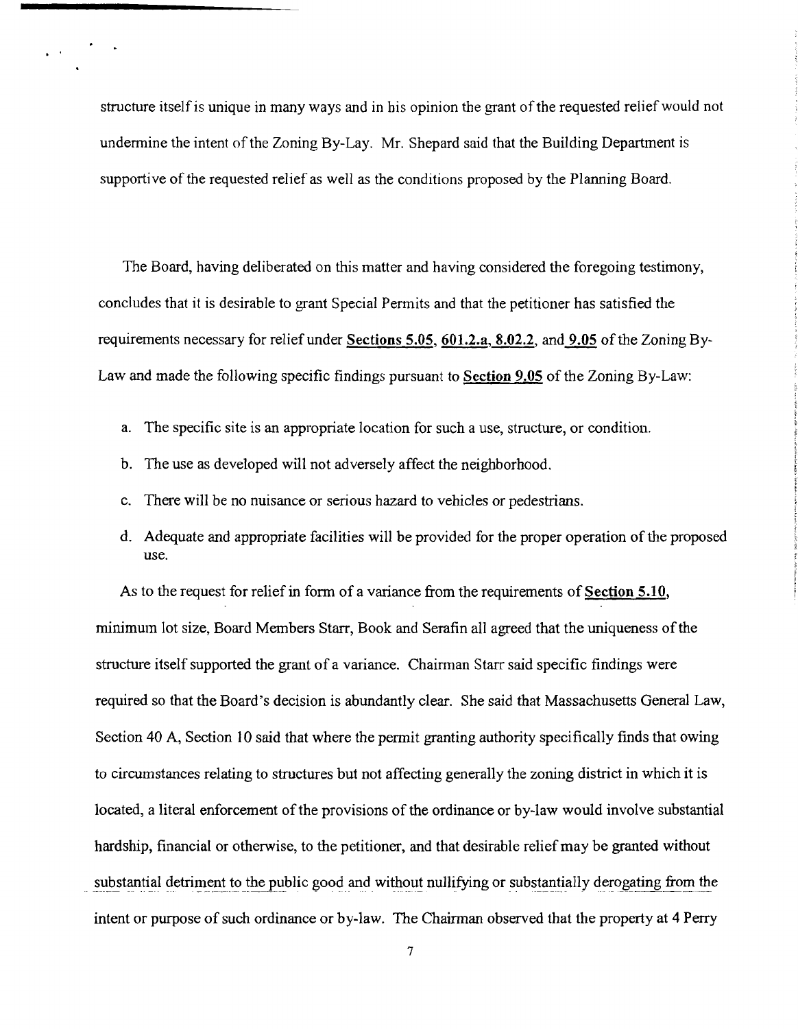structure itself is unique in many ways and in his opinion the grant of the requested relief would not undermine the intent of the Zoning By-Lay. Mr. Shepard said that the Building Department is supportive of the requested relief as well as the conditions proposed by the Planning Board.

The Board, having deliberated on this matter and having considered the foregoing testimony, concludes that it is desirable to grant Special Permits and that the petitioner has satisfied the requirements necessary for relief under **Sections 5.05**, **601.2.a**, **8.02.2**, and **9.05** of the Zoning By-Law and made the following specific findings pursuant to **Section 9.05** of the Zoning By-Law:

a. The specific site is an appropriate location for such a use, structure, or condition.

b. The use as developed will not adversely affect the neighborhood.

c. There will be no nuisance or serious hazard to vehicles or pedestrians.

d. Adequate and appropriate facilities will be provided for the proper operation of the proposed use.

As to the request for relief in form of a variance from the requirements of **Section 5.10**, minimum lot size, Board Members Starr, Book and Serafin all agreed that the uniqueness of the structure itself supported the grant of a variance. Chairman Starr said specific findings were required so that the Board's decision is abundantly clear. She said that Massachusetts General Law, Section 40 A, Section 10 said that where the permit granting authority specifically finds that owing to circumstances relating to structures but not affecting generally the zoning district in which it is located, a literal enforcement of the provisions of the ordinance or by-law would involve substantial hardship, financial or otherwise, to the petitioner, and that desirable relief may be granted without substantial detriment to the public good and without nullifying or substantially derogating from the intent or purpose of such ordinance or by-law. The Chairman observed that the property at 4 Perry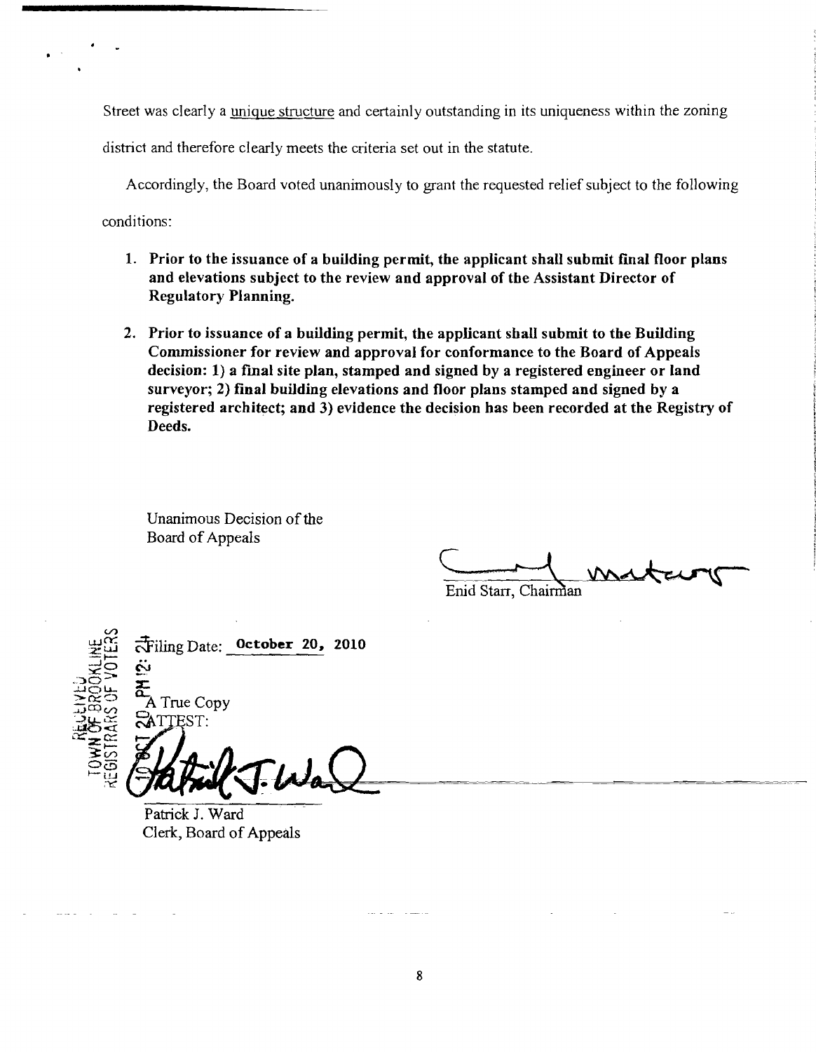Street was clearly a unique structure and certainly outstanding in its uniqueness within the zoning district and therefore clearly meets the criteria set out in the statute.

Accordingly, the Board voted unanimously to grant the requested relief subject to the following conditions:

1. **Prior to the issuance of a building permit, the applicant shall submit final floor plans and elevations subject to the review and approval of the Assistant Director of Regulatory Planning.**

2. **Prior to issuance of a building permit, the applicant shall submit to the Building Commissioner for review and approval for conformance to the Board of Appeals decision: 1) a final site plan, stamped and signed by a registered engineer or land surveyor; 2) final building elevations and floor plans stamped and signed by a registered architect; and 3) evidence the decision has been recorded at the Registry of Deeds.**

Unanimous Decision of the Board of Appeals

Enid Starr, Chairman

RECEIVED TOWN OF BROOKLINE REGISTRARS OF VOTERS

10 OCT 20 PM 12: 24

Filing Date: October 20, 2010

A True Copy
ATTEST:

Patrick J. Ward
Clerk, Board of Appeals